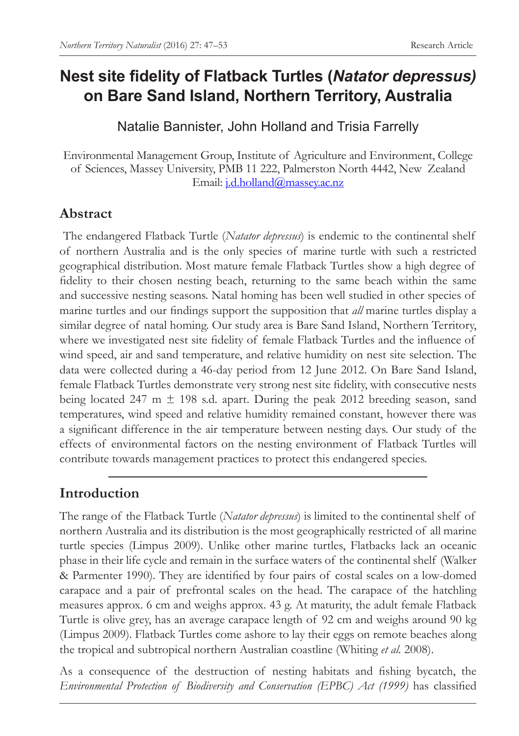# Nest site fidelity of Flatback Turtles (*Natator depressus*) on Bare Sand Island, Northern Territory, Australia

Natalie Bannister, John Holland and Trisia Farrelly

Environmental Management Group, Institute of Agriculture and Environment, College of Sciences, Massey University, PMB 11 222, Palmerston North 4442, New Zealand
Email: j.d.holland@massey.ac.nz

## Abstract

The endangered Flatback Turtle (*Natator depressus*) is endemic to the continental shelf of northern Australia and is the only species of marine turtle with such a restricted geographical distribution. Most mature female Flatback Turtles show a high degree of fidelity to their chosen nesting beach, returning to the same beach within the same and successive nesting seasons. Natal homing has been well studied in other species of marine turtles and our findings support the supposition that *all* marine turtles display a similar degree of natal homing. Our study area is Bare Sand Island, Northern Territory, where we investigated nest site fidelity of female Flatback Turtles and the influence of wind speed, air and sand temperature, and relative humidity on nest site selection. The data were collected during a 46-day period from 12 June 2012. On Bare Sand Island, female Flatback Turtles demonstrate very strong nest site fidelity, with consecutive nests being located 247 m ± 198 s.d. apart. During the peak 2012 breeding season, sand temperatures, wind speed and relative humidity remained constant, however there was a significant difference in the air temperature between nesting days. Our study of the effects of environmental factors on the nesting environment of Flatback Turtles will contribute towards management practices to protect this endangered species.

## Introduction

The range of the Flatback Turtle (*Natator depressus*) is limited to the continental shelf of northern Australia and its distribution is the most geographically restricted of all marine turtle species (Limpus 2009). Unlike other marine turtles, Flatbacks lack an oceanic phase in their life cycle and remain in the surface waters of the continental shelf (Walker & Parmenter 1990). They are identified by four pairs of costal scales on a low-domed carapace and a pair of prefrontal scales on the head. The carapace of the hatchling measures approx. 6 cm and weighs approx. 43 g. At maturity, the adult female Flatback Turtle is olive grey, has an average carapace length of 92 cm and weighs around 90 kg (Limpus 2009). Flatback Turtles come ashore to lay their eggs on remote beaches along the tropical and subtropical northern Australian coastline (Whiting *et al.* 2008).

As a consequence of the destruction of nesting habitats and fishing bycatch, the *Environmental Protection of Biodiversity and Conservation (EPBC) Act (1999)* has classified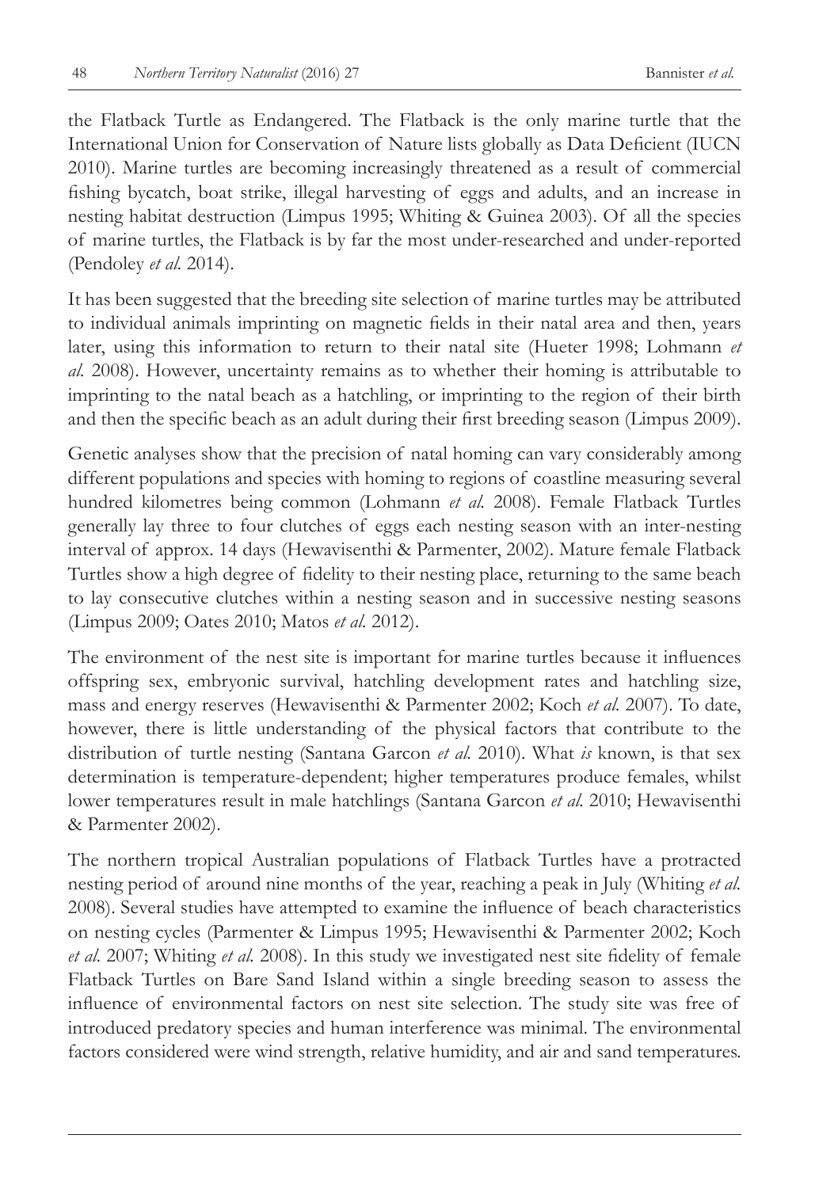the Flatback Turtle as Endangered. The Flatback is the only marine turtle that the International Union for Conservation of Nature lists globally as Data Deficient (IUCN 2010). Marine turtles are becoming increasingly threatened as a result of commercial fishing bycatch, boat strike, illegal harvesting of eggs and adults, and an increase in nesting habitat destruction (Limpus 1995; Whiting & Guinea 2003). Of all the species of marine turtles, the Flatback is by far the most under-researched and under-reported (Pendoley *et al.* 2014).

It has been suggested that the breeding site selection of marine turtles may be attributed to individual animals imprinting on magnetic fields in their natal area and then, years later, using this information to return to their natal site (Hueter 1998; Lohmann *et al.* 2008). However, uncertainty remains as to whether their homing is attributable to imprinting to the natal beach as a hatchling, or imprinting to the region of their birth and then the specific beach as an adult during their first breeding season (Limpus 2009).

Genetic analyses show that the precision of natal homing can vary considerably among different populations and species with homing to regions of coastline measuring several hundred kilometres being common (Lohmann *et al.* 2008). Female Flatback Turtles generally lay three to four clutches of eggs each nesting season with an inter-nesting interval of approx. 14 days (Hewavisenthi & Parmenter, 2002). Mature female Flatback Turtles show a high degree of fidelity to their nesting place, returning to the same beach to lay consecutive clutches within a nesting season and in successive nesting seasons (Limpus 2009; Oates 2010; Matos *et al.* 2012).

The environment of the nest site is important for marine turtles because it influences offspring sex, embryonic survival, hatchling development rates and hatchling size, mass and energy reserves (Hewavisenthi & Parmenter 2002; Koch *et al.* 2007). To date, however, there is little understanding of the physical factors that contribute to the distribution of turtle nesting (Santana Garcon *et al.* 2010). What *is* known, is that sex determination is temperature-dependent; higher temperatures produce females, whilst lower temperatures result in male hatchlings (Santana Garcon *et al.* 2010; Hewavisenthi & Parmenter 2002).

The northern tropical Australian populations of Flatback Turtles have a protracted nesting period of around nine months of the year, reaching a peak in July (Whiting *et al.* 2008). Several studies have attempted to examine the influence of beach characteristics on nesting cycles (Parmenter & Limpus 1995; Hewavisenthi & Parmenter 2002; Koch *et al.* 2007; Whiting *et al.* 2008). In this study we investigated nest site fidelity of female Flatback Turtles on Bare Sand Island within a single breeding season to assess the influence of environmental factors on nest site selection. The study site was free of introduced predatory species and human interference was minimal. The environmental factors considered were wind strength, relative humidity, and air and sand temperatures.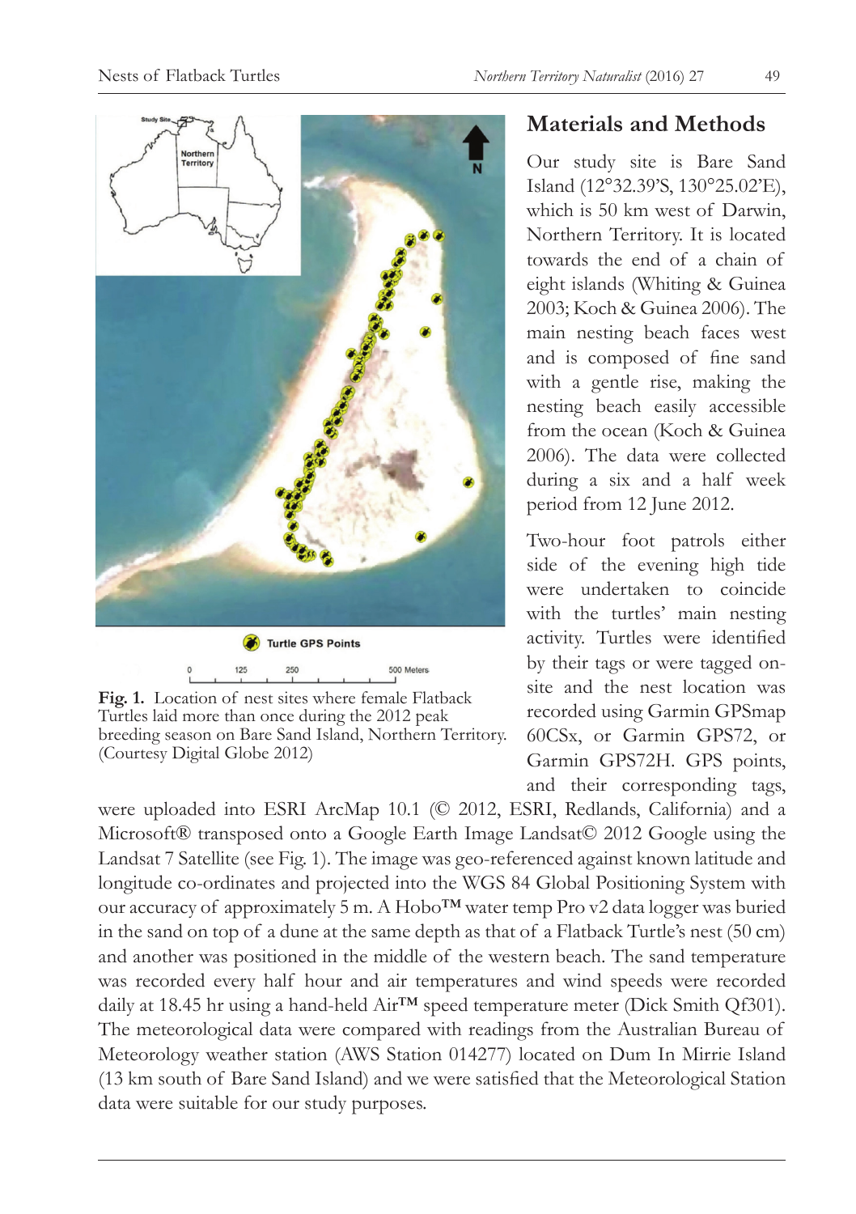Fig. 1. Location of nest sites where female Flatback Turtles laid more than once during the 2012 peak breeding season on Bare Sand Island, Northern Territory. (Courtesy Digital Globe 2012)

## Materials and Methods

Our study site is Bare Sand Island (12°32.39'S, 130°25.02'E), which is 50 km west of Darwin, Northern Territory. It is located towards the end of a chain of eight islands (Whiting & Guinea 2003; Koch & Guinea 2006). The main nesting beach faces west and is composed of fine sand with a gentle rise, making the nesting beach easily accessible from the ocean (Koch & Guinea 2006). The data were collected during a six and a half week period from 12 June 2012.

Two-hour foot patrols either side of the evening high tide were undertaken to coincide with the turtles' main nesting activity. Turtles were identified by their tags or were tagged on-site and the nest location was recorded using Garmin GPSmap 60CSx, or Garmin GPS72, or Garmin GPS72H. GPS points, and their corresponding tags, were uploaded into ESRI ArcMap 10.1 (© 2012, ESRI, Redlands, California) and a Microsoft® transposed onto a Google Earth Image Landsat© 2012 Google using the Landsat 7 Satellite (see Fig. 1). The image was geo-referenced against known latitude and longitude co-ordinates and projected into the WGS 84 Global Positioning System with our accuracy of approximately 5 m. A Hobo™ water temp Pro v2 data logger was buried in the sand on top of a dune at the same depth as that of a Flatback Turtle's nest (50 cm) and another was positioned in the middle of the western beach. The sand temperature was recorded every half hour and air temperatures and wind speeds were recorded daily at 18.45 hr using a hand-held Air™ speed temperature meter (Dick Smith Qf301). The meteorological data were compared with readings from the Australian Bureau of Meteorology weather station (AWS Station 014277) located on Dum In Mirrie Island (13 km south of Bare Sand Island) and we were satisfied that the Meteorological Station data were suitable for our study purposes.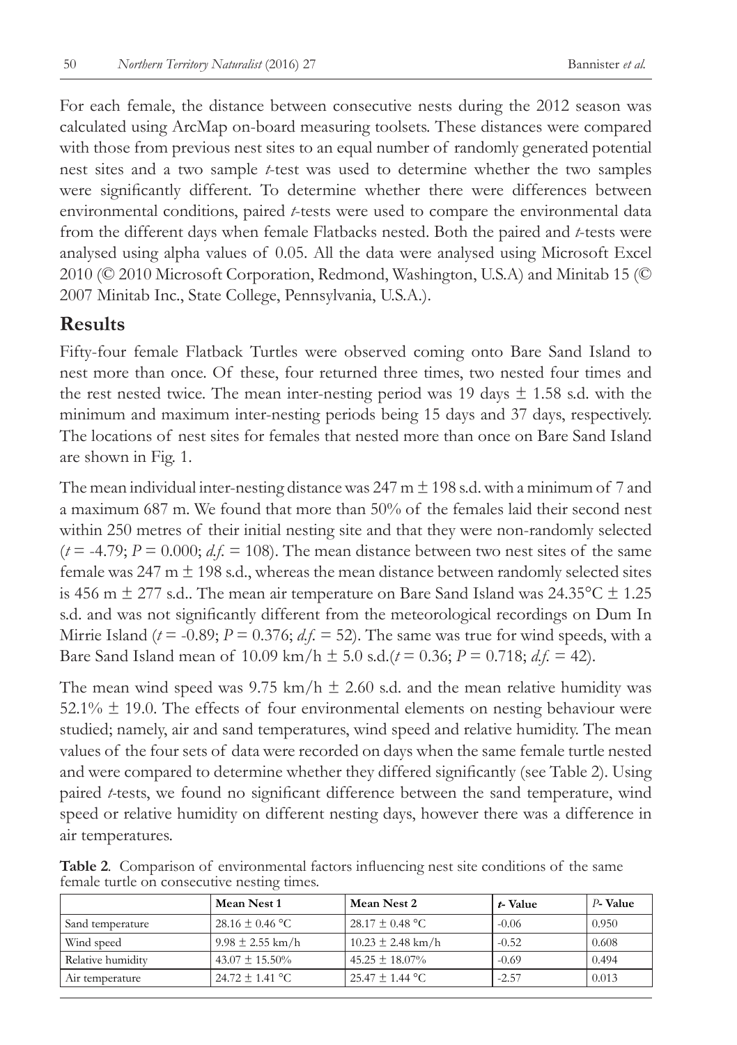For each female, the distance between consecutive nests during the 2012 season was calculated using ArcMap on-board measuring toolsets. These distances were compared with those from previous nest sites to an equal number of randomly generated potential nest sites and a two sample *t*-test was used to determine whether the two samples were significantly different. To determine whether there were differences between environmental conditions, paired *t*-tests were used to compare the environmental data from the different days when female Flatbacks nested. Both the paired and *t*-tests were analysed using alpha values of 0.05. All the data were analysed using Microsoft Excel 2010 (© 2010 Microsoft Corporation, Redmond, Washington, U.S.A) and Minitab 15 (© 2007 Minitab Inc., State College, Pennsylvania, U.S.A.).

## Results

Fifty-four female Flatback Turtles were observed coming onto Bare Sand Island to nest more than once. Of these, four returned three times, two nested four times and the rest nested twice. The mean inter-nesting period was 19 days ± 1.58 s.d. with the minimum and maximum inter-nesting periods being 15 days and 37 days, respectively. The locations of nest sites for females that nested more than once on Bare Sand Island are shown in Fig. 1.

The mean individual inter-nesting distance was 247 m ± 198 s.d. with a minimum of 7 and a maximum 687 m. We found that more than 50% of the females laid their second nest within 250 metres of their initial nesting site and that they were non-randomly selected ($t$ = -4.79; $P$ = 0.000; *d.f.* = 108). The mean distance between two nest sites of the same female was 247 m ± 198 s.d., whereas the mean distance between randomly selected sites is 456 m ± 277 s.d.. The mean air temperature on Bare Sand Island was 24.35°C ± 1.25 s.d. and was not significantly different from the meteorological recordings on Dum In Mirrie Island ($t$ = -0.89; $P$ = 0.376; *d.f.* = 52). The same was true for wind speeds, with a Bare Sand Island mean of 10.09 km/h ± 5.0 s.d.($t$ = 0.36; $P$ = 0.718; *d.f.* = 42).

The mean wind speed was 9.75 km/h ± 2.60 s.d. and the mean relative humidity was 52.1% ± 19.0. The effects of four environmental elements on nesting behaviour were studied; namely, air and sand temperatures, wind speed and relative humidity. The mean values of the four sets of data were recorded on days when the same female turtle nested and were compared to determine whether they differed significantly (see Table 2). Using paired *t*-tests, we found no significant difference between the sand temperature, wind speed or relative humidity on different nesting days, however there was a difference in air temperatures.

**Table 2**. Comparison of environmental factors influencing nest site conditions of the same female turtle on consecutive nesting times.

| | Mean Nest 1 | Mean Nest 2 | *t*- Value | *P*- Value |
|---|---|---|---|---|
| Sand temperature | 28.16 ± 0.46 °C | 28.17 ± 0.48 °C | -0.06 | 0.950 |
| Wind speed | 9.98 ± 2.55 km/h | 10.23 ± 2.48 km/h | -0.52 | 0.608 |
| Relative humidity | 43.07 ± 15.50% | 45.25 ± 18.07% | -0.69 | 0.494 |
| Air temperature | 24.72 ± 1.41 °C | 25.47 ± 1.44 °C | -2.57 | 0.013 |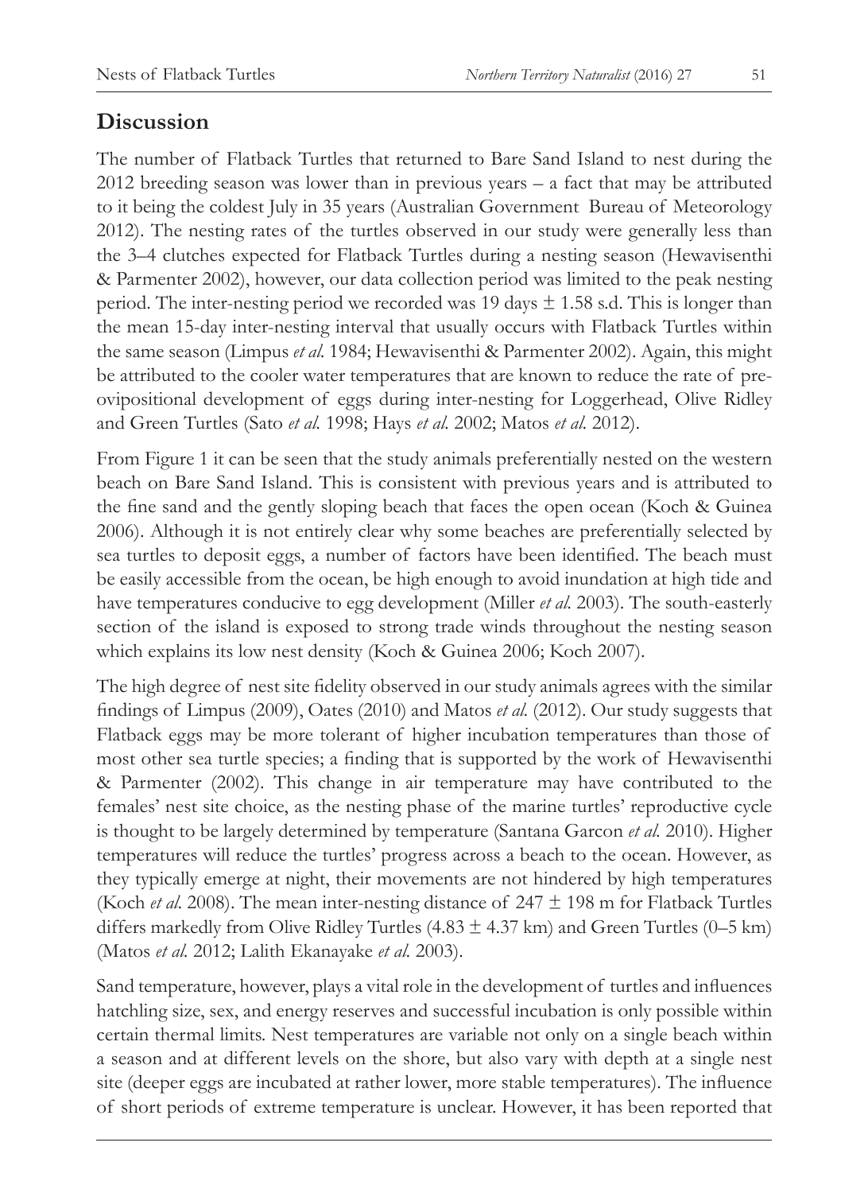## Discussion

The number of Flatback Turtles that returned to Bare Sand Island to nest during the 2012 breeding season was lower than in previous years – a fact that may be attributed to it being the coldest July in 35 years (Australian Government Bureau of Meteorology 2012). The nesting rates of the turtles observed in our study were generally less than the 3–4 clutches expected for Flatback Turtles during a nesting season (Hewavisenthi & Parmenter 2002), however, our data collection period was limited to the peak nesting period. The inter-nesting period we recorded was 19 days $\pm$ 1.58 s.d. This is longer than the mean 15-day inter-nesting interval that usually occurs with Flatback Turtles within the same season (Limpus *et al.* 1984; Hewavisenthi & Parmenter 2002). Again, this might be attributed to the cooler water temperatures that are known to reduce the rate of pre-ovipositional development of eggs during inter-nesting for Loggerhead, Olive Ridley and Green Turtles (Sato *et al.* 1998; Hays *et al.* 2002; Matos *et al.* 2012).

From Figure 1 it can be seen that the study animals preferentially nested on the western beach on Bare Sand Island. This is consistent with previous years and is attributed to the fine sand and the gently sloping beach that faces the open ocean (Koch & Guinea 2006). Although it is not entirely clear why some beaches are preferentially selected by sea turtles to deposit eggs, a number of factors have been identified. The beach must be easily accessible from the ocean, be high enough to avoid inundation at high tide and have temperatures conducive to egg development (Miller *et al.* 2003). The south-easterly section of the island is exposed to strong trade winds throughout the nesting season which explains its low nest density (Koch & Guinea 2006; Koch 2007).

The high degree of nest site fidelity observed in our study animals agrees with the similar findings of Limpus (2009), Oates (2010) and Matos *et al.* (2012). Our study suggests that Flatback eggs may be more tolerant of higher incubation temperatures than those of most other sea turtle species; a finding that is supported by the work of Hewavisenthi & Parmenter (2002). This change in air temperature may have contributed to the females' nest site choice, as the nesting phase of the marine turtles' reproductive cycle is thought to be largely determined by temperature (Santana Garcon *et al.* 2010). Higher temperatures will reduce the turtles' progress across a beach to the ocean. However, as they typically emerge at night, their movements are not hindered by high temperatures (Koch *et al.* 2008). The mean inter-nesting distance of 247 $\pm$ 198 m for Flatback Turtles differs markedly from Olive Ridley Turtles (4.83 $\pm$ 4.37 km) and Green Turtles (0–5 km) (Matos *et al.* 2012; Lalith Ekanayake *et al.* 2003).

Sand temperature, however, plays a vital role in the development of turtles and influences hatchling size, sex, and energy reserves and successful incubation is only possible within certain thermal limits. Nest temperatures are variable not only on a single beach within a season and at different levels on the shore, but also vary with depth at a single nest site (deeper eggs are incubated at rather lower, more stable temperatures). The influence of short periods of extreme temperature is unclear. However, it has been reported that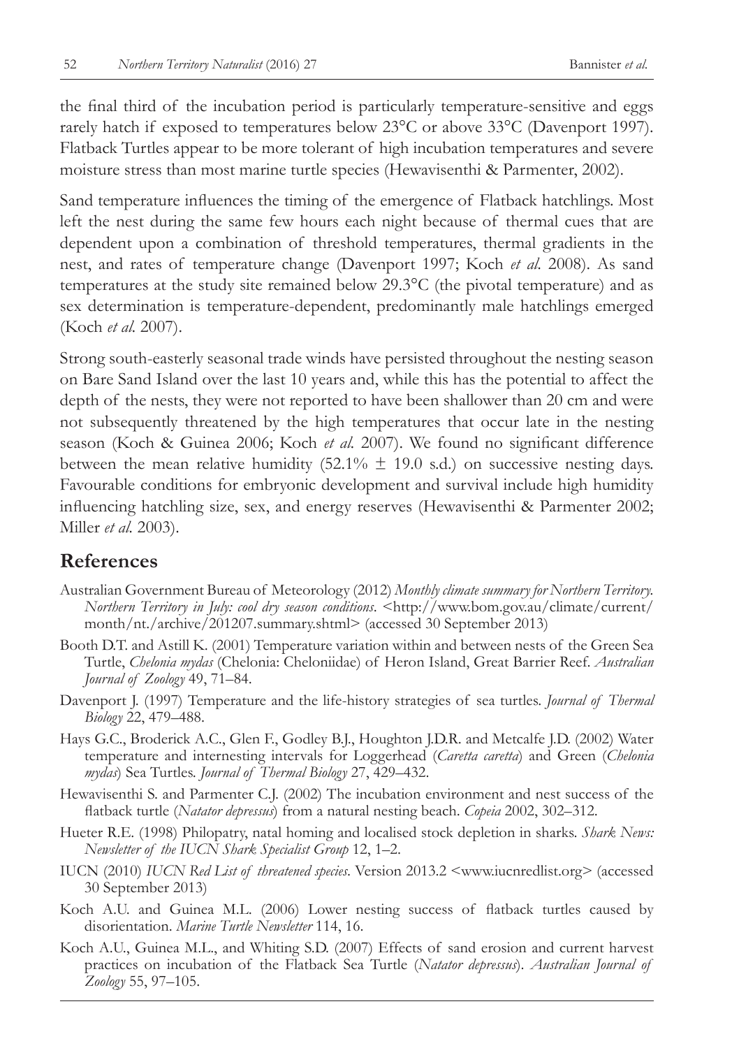the final third of the incubation period is particularly temperature-sensitive and eggs rarely hatch if exposed to temperatures below 23°C or above 33°C (Davenport 1997). Flatback Turtles appear to be more tolerant of high incubation temperatures and severe moisture stress than most marine turtle species (Hewavisenthi & Parmenter, 2002).

Sand temperature influences the timing of the emergence of Flatback hatchlings. Most left the nest during the same few hours each night because of thermal cues that are dependent upon a combination of threshold temperatures, thermal gradients in the nest, and rates of temperature change (Davenport 1997; Koch *et al.* 2008). As sand temperatures at the study site remained below 29.3°C (the pivotal temperature) and as sex determination is temperature-dependent, predominantly male hatchlings emerged (Koch *et al.* 2007).

Strong south-easterly seasonal trade winds have persisted throughout the nesting season on Bare Sand Island over the last 10 years and, while this has the potential to affect the depth of the nests, they were not reported to have been shallower than 20 cm and were not subsequently threatened by the high temperatures that occur late in the nesting season (Koch & Guinea 2006; Koch *et al.* 2007). We found no significant difference between the mean relative humidity (52.1% ± 19.0 s.d.) on successive nesting days. Favourable conditions for embryonic development and survival include high humidity influencing hatchling size, sex, and energy reserves (Hewavisenthi & Parmenter 2002; Miller *et al.* 2003).

## References

Australian Government Bureau of Meteorology (2012) *Monthly climate summary for Northern Territory. Northern Territory in July: cool dry season conditions*. <http://www.bom.gov.au/climate/current/month/nt./archive/201207.summary.shtml> (accessed 30 September 2013)

Booth D.T. and Astill K. (2001) Temperature variation within and between nests of the Green Sea Turtle, *Chelonia mydas* (Chelonia: Cheloniidae) of Heron Island, Great Barrier Reef. *Australian Journal of Zoology* 49, 71–84.

Davenport J. (1997) Temperature and the life-history strategies of sea turtles. *Journal of Thermal Biology* 22, 479–488.

Hays G.C., Broderick A.C., Glen F., Godley B.J., Houghton J.D.R. and Metcalfe J.D. (2002) Water temperature and internesting intervals for Loggerhead (*Caretta caretta*) and Green (*Chelonia mydas*) Sea Turtles. *Journal of Thermal Biology* 27, 429–432.

Hewavisenthi S. and Parmenter C.J. (2002) The incubation environment and nest success of the flatback turtle (*Natator depressus*) from a natural nesting beach. *Copeia* 2002, 302–312.

Hueter R.E. (1998) Philopatry, natal homing and localised stock depletion in sharks. *Shark News: Newsletter of the IUCN Shark Specialist Group* 12, 1–2.

IUCN (2010) *IUCN Red List of threatened species*. Version 2013.2 <www.iucnredlist.org> (accessed 30 September 2013)

Koch A.U. and Guinea M.L. (2006) Lower nesting success of flatback turtles caused by disorientation. *Marine Turtle Newsletter* 114, 16.

Koch A.U., Guinea M.L., and Whiting S.D. (2007) Effects of sand erosion and current harvest practices on incubation of the Flatback Sea Turtle (*Natator depressus*). *Australian Journal of Zoology* 55, 97–105.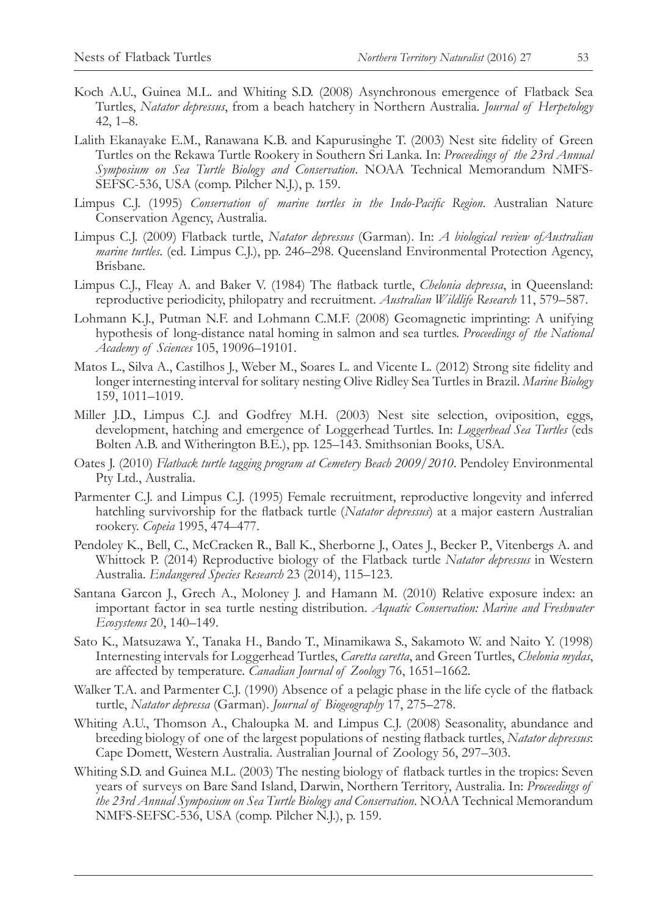Koch A.U., Guinea M.L. and Whiting S.D. (2008) Asynchronous emergence of Flatback Sea Turtles, *Natator depressus*, from a beach hatchery in Northern Australia. *Journal of Herpetology* 42, 1–8.

Lalith Ekanayake E.M., Ranawana K.B. and Kapurusinghe T. (2003) Nest site fidelity of Green Turtles on the Rekawa Turtle Rookery in Southern Sri Lanka. In: *Proceedings of the 23rd Annual Symposium on Sea Turtle Biology and Conservation*. NOAA Technical Memorandum NMFS-SEFSC-536, USA (comp. Pilcher N.J.), p. 159.

Limpus C.J. (1995) *Conservation of marine turtles in the Indo-Pacific Region*. Australian Nature Conservation Agency, Australia.

Limpus C.J. (2009) Flatback turtle, *Natator depressus* (Garman). In: *A biological review ofAustralian marine turtles*. (ed. Limpus C.J.), pp. 246–298. Queensland Environmental Protection Agency, Brisbane.

Limpus C.J., Fleay A. and Baker V. (1984) The flatback turtle, *Chelonia depressa*, in Queensland: reproductive periodicity, philopatry and recruitment. *Australian Wildlife Research* 11, 579–587.

Lohmann K.J., Putman N.F. and Lohmann C.M.F. (2008) Geomagnetic imprinting: A unifying hypothesis of long-distance natal homing in salmon and sea turtles. *Proceedings of the National Academy of Sciences* 105, 19096–19101.

Matos L., Silva A., Castilhos J., Weber M., Soares L. and Vicente L. (2012) Strong site fidelity and longer internesting interval for solitary nesting Olive Ridley Sea Turtles in Brazil. *Marine Biology* 159, 1011–1019.

Miller J.D., Limpus C.J. and Godfrey M.H. (2003) Nest site selection, oviposition, eggs, development, hatching and emergence of Loggerhead Turtles. In: *Loggerhead Sea Turtles* (eds Bolten A.B. and Witherington B.E.), pp. 125–143. Smithsonian Books, USA.

Oates J. (2010) *Flatback turtle tagging program at Cemetery Beach 2009/2010*. Pendoley Environmental Pty Ltd., Australia.

Parmenter C.J. and Limpus C.J. (1995) Female recruitment, reproductive longevity and inferred hatchling survivorship for the flatback turtle (*Natator depressus*) at a major eastern Australian rookery. *Copeia* 1995, 474–477.

Pendoley K., Bell, C., McCracken R., Ball K., Sherborne J., Oates J., Becker P., Vitenbergs A. and Whittock P. (2014) Reproductive biology of the Flatback turtle *Natator depressus* in Western Australia. *Endangered Species Research* 23 (2014), 115–123.

Santana Garcon J., Grech A., Moloney J. and Hamann M. (2010) Relative exposure index: an important factor in sea turtle nesting distribution. *Aquatic Conservation: Marine and Freshwater Ecosystems* 20, 140–149.

Sato K., Matsuzawa Y., Tanaka H., Bando T., Minamikawa S., Sakamoto W. and Naito Y. (1998) Internesting intervals for Loggerhead Turtles, *Caretta caretta*, and Green Turtles, *Chelonia mydas*, are affected by temperature. *Canadian Journal of Zoology* 76, 1651–1662.

Walker T.A. and Parmenter C.J. (1990) Absence of a pelagic phase in the life cycle of the flatback turtle, *Natator depressa* (Garman). *Journal of Biogeography* 17, 275–278.

Whiting A.U., Thomson A., Chaloupka M. and Limpus C.J. (2008) Seasonality, abundance and breeding biology of one of the largest populations of nesting flatback turtles, *Natator depressus*: Cape Domett, Western Australia. Australian Journal of Zoology 56, 297–303.

Whiting S.D. and Guinea M.L. (2003) The nesting biology of flatback turtles in the tropics: Seven years of surveys on Bare Sand Island, Darwin, Northern Territory, Australia. In: *Proceedings of the 23rd Annual Symposium on Sea Turtle Biology and Conservation*. NOAA Technical Memorandum NMFS-SEFSC-536, USA (comp. Pilcher N.J.), p. 159.